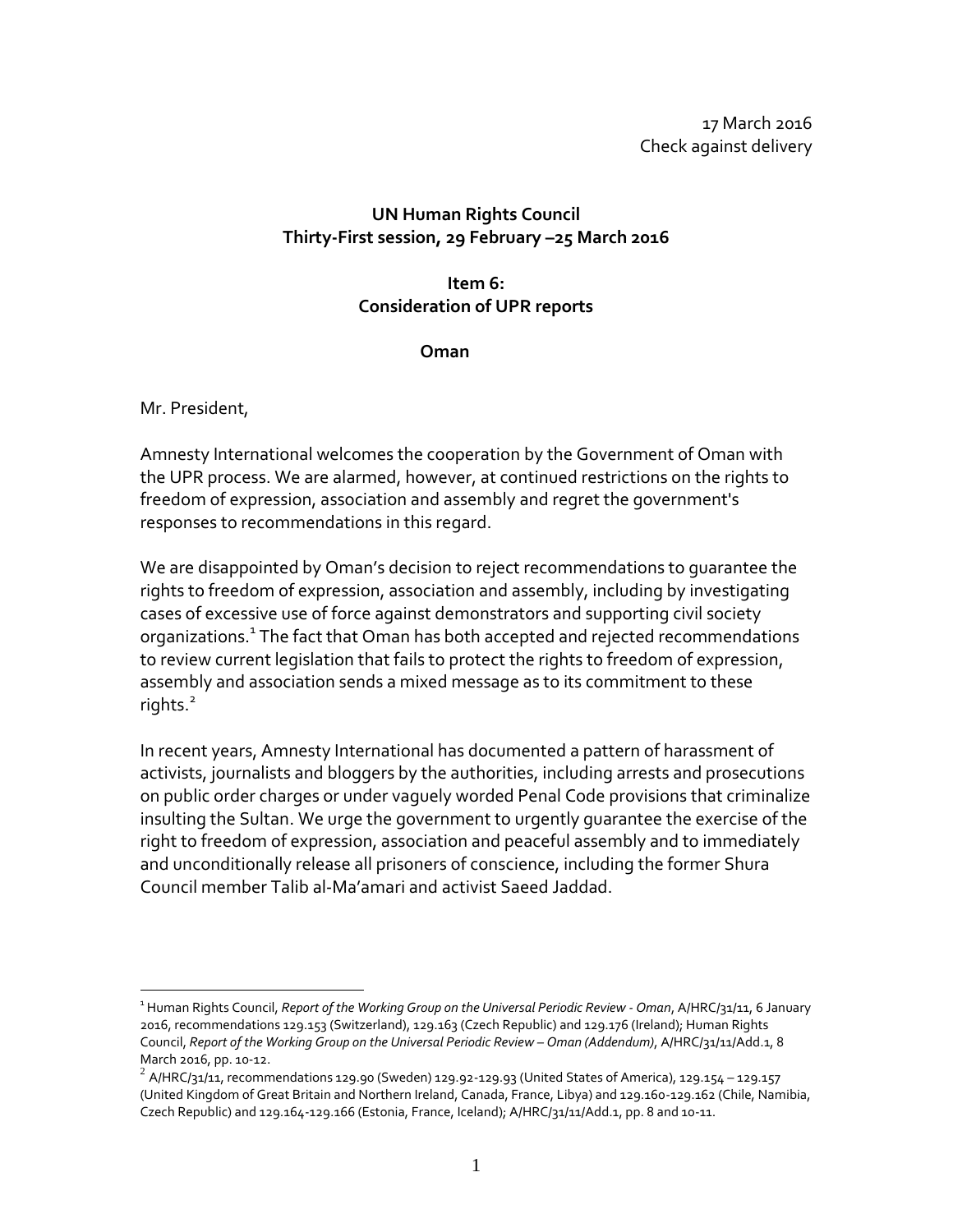17 March 2016
Check against delivery

**UN Human Rights Council**
**Thirty-First session, 29 February –25 March 2016**

**Item 6:**
**Consideration of UPR reports**

**Oman**

Mr. President,

Amnesty International welcomes the cooperation by the Government of Oman with the UPR process. We are alarmed, however, at continued restrictions on the rights to freedom of expression, association and assembly and regret the government's responses to recommendations in this regard.

We are disappointed by Oman's decision to reject recommendations to guarantee the rights to freedom of expression, association and assembly, including by investigating cases of excessive use of force against demonstrators and supporting civil society organizations.[1] The fact that Oman has both accepted and rejected recommendations to review current legislation that fails to protect the rights to freedom of expression, assembly and association sends a mixed message as to its commitment to these rights.[2]

In recent years, Amnesty International has documented a pattern of harassment of activists, journalists and bloggers by the authorities, including arrests and prosecutions on public order charges or under vaguely worded Penal Code provisions that criminalize insulting the Sultan. We urge the government to urgently guarantee the exercise of the right to freedom of expression, association and peaceful assembly and to immediately and unconditionally release all prisoners of conscience, including the former Shura Council member Talib al-Ma'amari and activist Saeed Jaddad.

---

[1] Human Rights Council, *Report of the Working Group on the Universal Periodic Review - Oman*, A/HRC/31/11, 6 January 2016, recommendations 129.153 (Switzerland), 129.163 (Czech Republic) and 129.176 (Ireland); Human Rights Council, *Report of the Working Group on the Universal Periodic Review – Oman (Addendum)*, A/HRC/31/11/Add.1, 8 March 2016, pp. 10-12.

[2] A/HRC/31/11, recommendations 129.90 (Sweden) 129.92-129.93 (United States of America), 129.154 – 129.157 (United Kingdom of Great Britain and Northern Ireland, Canada, France, Libya) and 129.160-129.162 (Chile, Namibia, Czech Republic) and 129.164-129.166 (Estonia, France, Iceland); A/HRC/31/11/Add.1, pp. 8 and 10-11.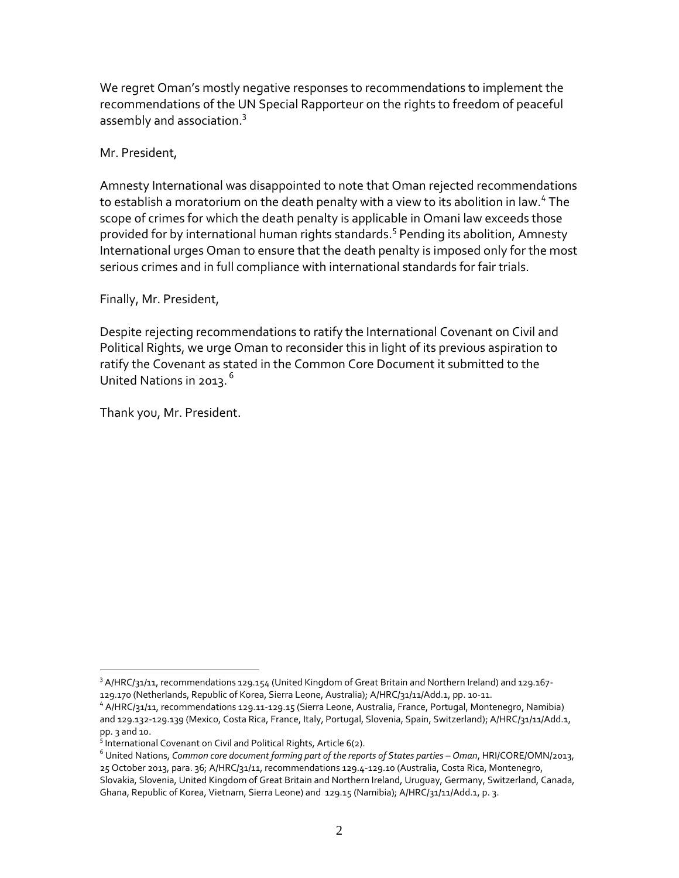We regret Oman's mostly negative responses to recommendations to implement the recommendations of the UN Special Rapporteur on the rights to freedom of peaceful assembly and association.[3]

Mr. President,

Amnesty International was disappointed to note that Oman rejected recommendations to establish a moratorium on the death penalty with a view to its abolition in law.[4] The scope of crimes for which the death penalty is applicable in Omani law exceeds those provided for by international human rights standards.[5] Pending its abolition, Amnesty International urges Oman to ensure that the death penalty is imposed only for the most serious crimes and in full compliance with international standards for fair trials.

Finally, Mr. President,

Despite rejecting recommendations to ratify the International Covenant on Civil and Political Rights, we urge Oman to reconsider this in light of its previous aspiration to ratify the Covenant as stated in the Common Core Document it submitted to the United Nations in 2013.[6]

Thank you, Mr. President.

---

[3] A/HRC/31/11, recommendations 129.154 (United Kingdom of Great Britain and Northern Ireland) and 129.167-129.170 (Netherlands, Republic of Korea, Sierra Leone, Australia); A/HRC/31/11/Add.1, pp. 10-11.

[4] A/HRC/31/11, recommendations 129.11-129.15 (Sierra Leone, Australia, France, Portugal, Montenegro, Namibia) and 129.132-129.139 (Mexico, Costa Rica, France, Italy, Portugal, Slovenia, Spain, Switzerland); A/HRC/31/11/Add.1, pp. 3 and 10.

[5] International Covenant on Civil and Political Rights, Article 6(2).

[6] United Nations, *Common core document forming part of the reports of States parties – Oman*, HRI/CORE/OMN/2013, 25 October 2013, para. 36; A/HRC/31/11, recommendations 129.4-129.10 (Australia, Costa Rica, Montenegro, Slovakia, Slovenia, United Kingdom of Great Britain and Northern Ireland, Uruguay, Germany, Switzerland, Canada, Ghana, Republic of Korea, Vietnam, Sierra Leone) and 129.15 (Namibia); A/HRC/31/11/Add.1, p. 3.